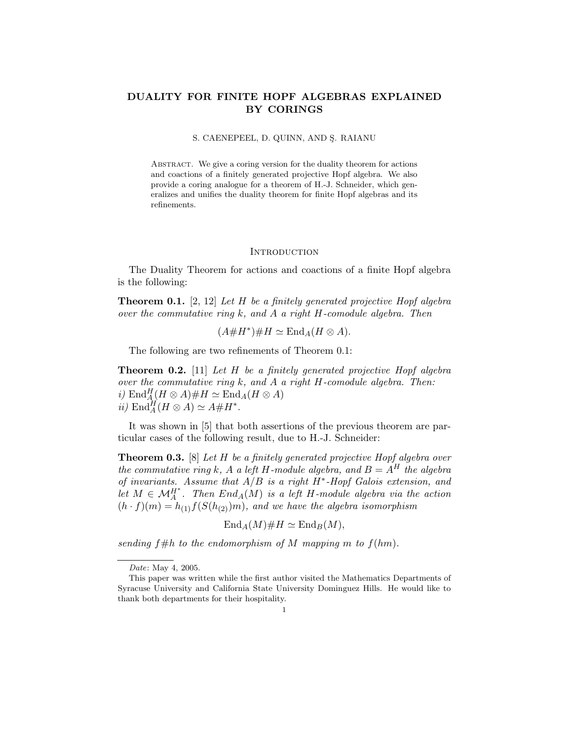# DUALITY FOR FINITE HOPF ALGEBRAS EXPLAINED BY CORINGS

S. CAENEPEEL, D. QUINN, AND Ş. RAIANU

Abstract. We give a coring version for the duality theorem for actions and coactions of a finitely generated projective Hopf algebra. We also provide a coring analogue for a theorem of H.-J. Schneider, which generalizes and unifies the duality theorem for finite Hopf algebras and its refinements.

## Introduction

The Duality Theorem for actions and coactions of a finite Hopf algebra is the following:

**Theorem 0.1.** [2, 12] *Let $H$ be a finitely generated projective Hopf algebra over the commutative ring $k$, and $A$ a right $H$-comodule algebra. Then*

$$(A\#H^*)\#H \simeq \mathrm{End}_A(H \otimes A).$$

The following are two refinements of Theorem 0.1:

**Theorem 0.2.** [11] *Let $H$ be a finitely generated projective Hopf algebra over the commutative ring $k$, and $A$ a right $H$-comodule algebra. Then:*
*i)* $\mathrm{End}_A^H(H \otimes A)\#H \simeq \mathrm{End}_A(H \otimes A)$
*ii)* $\mathrm{End}_A^H(H \otimes A) \simeq A\#H^*$.

It was shown in [5] that both assertions of the previous theorem are particular cases of the following result, due to H.-J. Schneider:

**Theorem 0.3.** [8] *Let $H$ be a finitely generated projective Hopf algebra over the commutative ring $k$, $A$ a left $H$-module algebra, and $B = A^H$ the algebra of invariants. Assume that $A/B$ is a right $H^*$-Hopf Galois extension, and let $M \in \mathcal{M}_A^{H^*}$. Then $End_A(M)$ is a left $H$-module algebra via the action $(h \cdot f)(m) = h_{(1)}f(S(h_{(2)})m)$, and we have the algebra isomorphism*

$$\mathrm{End}_A(M)\#H \simeq \mathrm{End}_B(M),$$

*sending $f\#h$ to the endomorphism of $M$ mapping $m$ to $f(hm)$.*

---

*Date*: May 4, 2005.

This paper was written while the first author visited the Mathematics Departments of Syracuse University and California State University Dominguez Hills. He would like to thank both departments for their hospitality.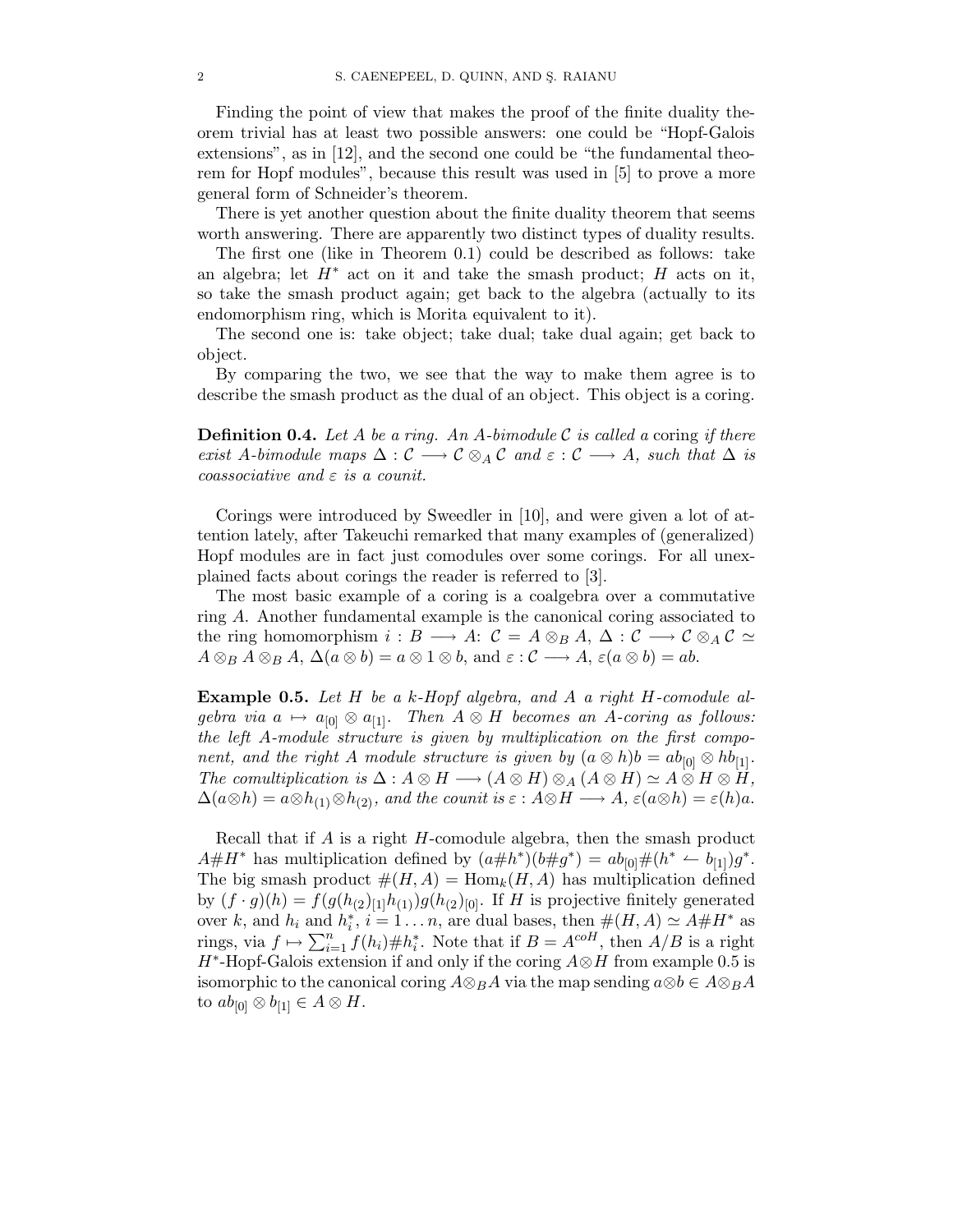Finding the point of view that makes the proof of the finite duality theorem trivial has at least two possible answers: one could be "Hopf-Galois extensions", as in [12], and the second one could be "the fundamental theorem for Hopf modules", because this result was used in [5] to prove a more general form of Schneider's theorem.

There is yet another question about the finite duality theorem that seems worth answering. There are apparently two distinct types of duality results.

The first one (like in Theorem 0.1) could be described as follows: take an algebra; let $H^*$ act on it and take the smash product; $H$ acts on it, so take the smash product again; get back to the algebra (actually to its endomorphism ring, which is Morita equivalent to it).

The second one is: take object; take dual; take dual again; get back to object.

By comparing the two, we see that the way to make them agree is to describe the smash product as the dual of an object. This object is a coring.

**Definition 0.4.** *Let $A$ be a ring. An $A$-bimodule $\mathcal{C}$ is called a* coring *if there exist $A$-bimodule maps $\Delta : \mathcal{C} \longrightarrow \mathcal{C} \otimes_A \mathcal{C}$ and $\varepsilon : \mathcal{C} \longrightarrow A$, such that $\Delta$ is coassociative and $\varepsilon$ is a counit.*

Corings were introduced by Sweedler in [10], and were given a lot of attention lately, after Takeuchi remarked that many examples of (generalized) Hopf modules are in fact just comodules over some corings. For all unexplained facts about corings the reader is referred to [3].

The most basic example of a coring is a coalgebra over a commutative ring $A$. Another fundamental example is the canonical coring associated to the ring homomorphism $i : B \longrightarrow A$: $\mathcal{C} = A \otimes_B A$, $\Delta : \mathcal{C} \longrightarrow \mathcal{C} \otimes_A \mathcal{C} \simeq A \otimes_B A \otimes_B A$, $\Delta(a \otimes b) = a \otimes 1 \otimes b$, and $\varepsilon : \mathcal{C} \longrightarrow A$, $\varepsilon(a \otimes b) = ab$.

**Example 0.5.** *Let $H$ be a $k$-Hopf algebra, and $A$ a right $H$-comodule algebra via $a \mapsto a_{[0]} \otimes a_{[1]}$. Then $A \otimes H$ becomes an $A$-coring as follows: the left $A$-module structure is given by multiplication on the first component, and the right $A$ module structure is given by $(a \otimes h)b = ab_{[0]} \otimes hb_{[1]}$. The comultiplication is $\Delta : A \otimes H \longrightarrow (A \otimes H) \otimes_A (A \otimes H) \simeq A \otimes H \otimes H$, $\Delta(a \otimes h) = a \otimes h_{(1)} \otimes h_{(2)}$, and the counit is $\varepsilon : A \otimes H \longrightarrow A$, $\varepsilon(a \otimes h) = \varepsilon(h)a$.*

Recall that if $A$ is a right $H$-comodule algebra, then the smash product $A\#H^*$ has multiplication defined by $(a\#h^*)(b\#g^*) = ab_{[0]}\#(h^* \leftharpoonup b_{[1]})g^*$. The big smash product $\#(H, A) = \mathrm{Hom}_k(H, A)$ has multiplication defined by $(f \cdot g)(h) = f(g(h_{(2)})_{[1]}h_{(1)})g(h_{(2)})_{[0]}$. If $H$ is projective finitely generated over $k$, and $h_i$ and $h_i^*$, $i = 1 \dots n$, are dual bases, then $\#(H, A) \simeq A\#H^*$ as rings, via $f \mapsto \sum_{i=1}^n f(h_i)\#h_i^*$. Note that if $B = A^{coH}$, then $A/B$ is a right $H^*$-Hopf-Galois extension if and only if the coring $A \otimes H$ from example 0.5 is isomorphic to the canonical coring $A \otimes_B A$ via the map sending $a \otimes b \in A \otimes_B A$ to $ab_{[0]} \otimes b_{[1]} \in A \otimes H$.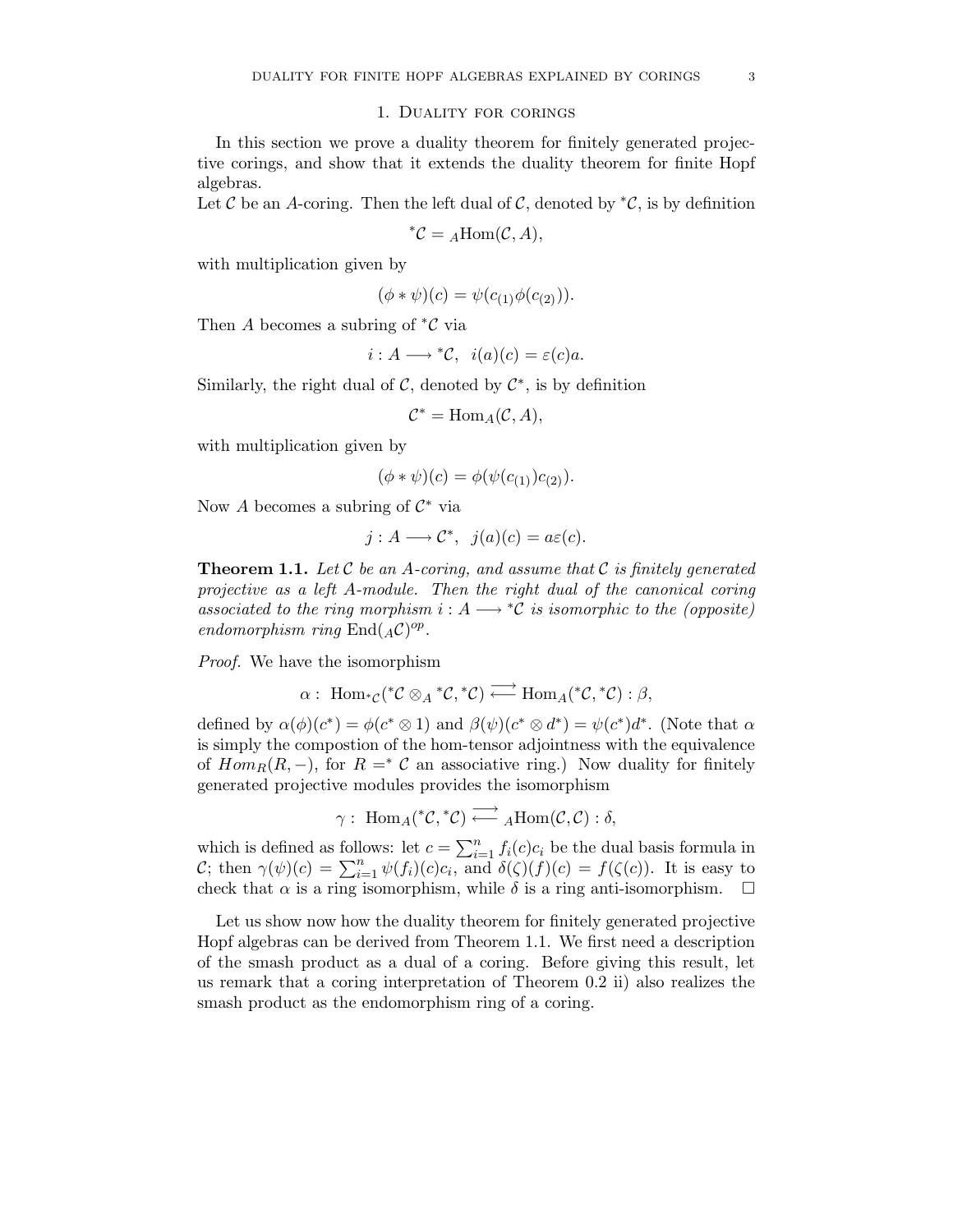# 1. Duality for corings

In this section we prove a duality theorem for finitely generated projective corings, and show that it extends the duality theorem for finite Hopf algebras.

Let $\mathcal{C}$ be an $A$-coring. Then the left dual of $\mathcal{C}$, denoted by ${}^*\mathcal{C}$, is by definition

$$ {}^*\mathcal{C} = {}_A\mathrm{Hom}(\mathcal{C}, A), $$

with multiplication given by

$$ (\phi * \psi)(c) = \psi(c_{(1)}\phi(c_{(2)})). $$

Then $A$ becomes a subring of ${}^*\mathcal{C}$ via

$$ i : A \longrightarrow {}^*\mathcal{C}, \quad i(a)(c) = \varepsilon(c)a. $$

Similarly, the right dual of $\mathcal{C}$, denoted by $\mathcal{C}^*$, is by definition

$$ \mathcal{C}^* = \mathrm{Hom}_A(\mathcal{C}, A), $$

with multiplication given by

$$ (\phi * \psi)(c) = \phi(\psi(c_{(1)})c_{(2)}). $$

Now $A$ becomes a subring of $\mathcal{C}^*$ via

$$ j : A \longrightarrow \mathcal{C}^*, \quad j(a)(c) = a\varepsilon(c). $$

**Theorem 1.1.** *Let $\mathcal{C}$ be an $A$-coring, and assume that $\mathcal{C}$ is finitely generated projective as a left $A$-module. Then the right dual of the canonical coring associated to the ring morphism $i : A \longrightarrow {}^*\mathcal{C}$ is isomorphic to the (opposite) endomorphism ring $\mathrm{End}({}_A\mathcal{C})^{op}$.*

*Proof.* We have the isomorphism

$$ \alpha : \ \mathrm{Hom}_{{}^*\mathcal{C}}({}^*\mathcal{C} \otimes_A {}^*\mathcal{C}, {}^*\mathcal{C}) \overset{\longrightarrow}{\longleftarrow} \mathrm{Hom}_A({}^*\mathcal{C}, {}^*\mathcal{C}) : \beta, $$

defined by $\alpha(\phi)(c^*) = \phi(c^* \otimes 1)$ and $\beta(\psi)(c^* \otimes d^*) = \psi(c^*)d^*$. (Note that $\alpha$ is simply the compostion of the hom-tensor adjointness with the equivalence of $Hom_R(R, -)$, for $R =^* \mathcal{C}$ an associative ring.) Now duality for finitely generated projective modules provides the isomorphism

$$ \gamma : \ \mathrm{Hom}_A({}^*\mathcal{C}, {}^*\mathcal{C}) \overset{\longrightarrow}{\longleftarrow} {}_A\mathrm{Hom}(\mathcal{C}, \mathcal{C}) : \delta, $$

which is defined as follows: let $c = \sum_{i=1}^n f_i(c)c_i$ be the dual basis formula in $\mathcal{C}$; then $\gamma(\psi)(c) = \sum_{i=1}^n \psi(f_i)(c)c_i$, and $\delta(\zeta)(f)(c) = f(\zeta(c))$. It is easy to check that $\alpha$ is a ring isomorphism, while $\delta$ is a ring anti-isomorphism. $\square$

Let us show now how the duality theorem for finitely generated projective Hopf algebras can be derived from Theorem 1.1. We first need a description of the smash product as a dual of a coring. Before giving this result, let us remark that a coring interpretation of Theorem 0.2 ii) also realizes the smash product as the endomorphism ring of a coring.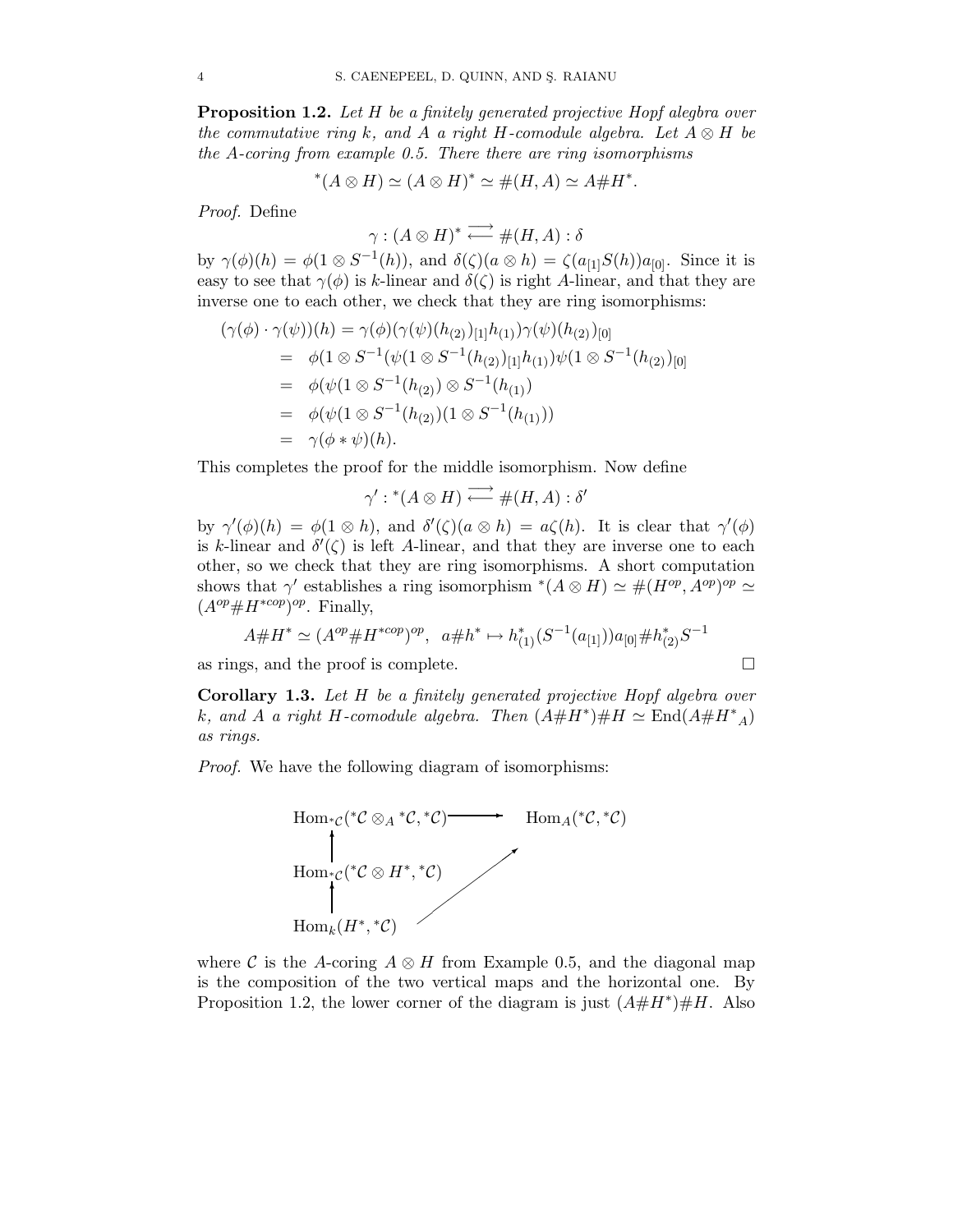**Proposition 1.2.** *Let $H$ be a finitely generated projective Hopf alegbra over the commutative ring $k$, and $A$ a right $H$-comodule algebra. Let $A \otimes H$ be the $A$-coring from example 0.5. There there are ring isomorphisms*

$$^*(A \otimes H) \simeq (A \otimes H)^* \simeq \#(H, A) \simeq A\#H^*.$$

*Proof.* Define

$$\gamma : (A \otimes H)^* \overset{\longrightarrow}{\longleftarrow} \#(H, A) : \delta$$

by $\gamma(\phi)(h) = \phi(1 \otimes S^{-1}(h))$, and $\delta(\zeta)(a \otimes h) = \zeta(a_{[1]}S(h))a_{[0]}$. Since it is easy to see that $\gamma(\phi)$ is $k$-linear and $\delta(\zeta)$ is right $A$-linear, and that they are inverse one to each other, we check that they are ring isomorphisms:

$$\begin{aligned}
(\gamma(\phi) \cdot \gamma(\psi))(h) &= \gamma(\phi)(\gamma(\psi)(h_{(2)})_{[1]}h_{(1)})\gamma(\psi)(h_{(2)})_{[0]} \\
&= \phi(1 \otimes S^{-1}(\psi(1 \otimes S^{-1}(h_{(2)})_{[1]}h_{(1)})\psi(1 \otimes S^{-1}(h_{(2)})_{[0]} \\
&= \phi(\psi(1 \otimes S^{-1}(h_{(2)}) \otimes S^{-1}(h_{(1)}) \\
&= \phi(\psi(1 \otimes S^{-1}(h_{(2)})(1 \otimes S^{-1}(h_{(1)})) \\
&= \gamma(\phi * \psi)(h).
\end{aligned}$$

This completes the proof for the middle isomorphism. Now define

$$\gamma' : {}^*(A \otimes H) \overset{\longrightarrow}{\longleftarrow} \#(H, A) : \delta'$$

by $\gamma'(\phi)(h) = \phi(1 \otimes h)$, and $\delta'(\zeta)(a \otimes h) = a\zeta(h)$. It is clear that $\gamma'(\phi)$ is $k$-linear and $\delta'(\zeta)$ is left $A$-linear, and that they are inverse one to each other, so we check that they are ring isomorphisms. A short computation shows that $\gamma'$ establishes a ring isomorphism ${}^*(A \otimes H) \simeq \#(H^{op}, A^{op})^{op} \simeq (A^{op}\#H^{*cop})^{op}$. Finally,

$$A\#H^* \simeq (A^{op}\#H^{*cop})^{op}, \ \ a\#h^* \mapsto h^*_{(1)}(S^{-1}(a_{[1]}))a_{[0]}\#h^*_{(2)}S^{-1}$$

as rings, and the proof is complete. □

**Corollary 1.3.** *Let $H$ be a finitely generated projective Hopf algebra over $k$, and $A$ a right $H$-comodule algebra. Then $(A\#H^*)\#H \simeq \mathrm{End}(A\#H^*{}_A)$ as rings.*

*Proof.* We have the following diagram of isomorphisms:

$$\begin{array}{ccc}
\mathrm{Hom}_{^*\mathcal{C}}({}^*\mathcal{C} \otimes_A {}^*\mathcal{C}, {}^*\mathcal{C}) & \longrightarrow & \mathrm{Hom}_A({}^*\mathcal{C}, {}^*\mathcal{C}) \\
\uparrow & & \\
\mathrm{Hom}_{^*\mathcal{C}}({}^*\mathcal{C} \otimes H^*, {}^*\mathcal{C}) & \nearrow & \\
\uparrow & & \\
\mathrm{Hom}_k(H^*, {}^*\mathcal{C}) & &
\end{array}$$

where $\mathcal{C}$ is the $A$-coring $A \otimes H$ from Example 0.5, and the diagonal map is the composition of the two vertical maps and the horizontal one. By Proposition 1.2, the lower corner of the diagram is just $(A\#H^*)\#H$. Also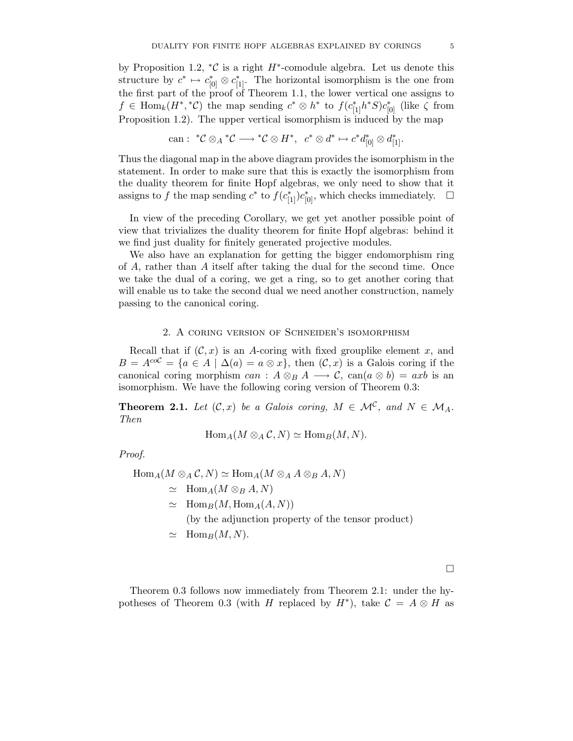by Proposition 1.2, ${}^*\mathcal{C}$ is a right $H^*$-comodule algebra. Let us denote this structure by $c^* \mapsto c^*_{[0]} \otimes c^*_{[1]}$. The horizontal isomorphism is the one from the first part of the proof of Theorem 1.1, the lower vertical one assigns to $f \in \mathrm{Hom}_k(H^*, {}^*\mathcal{C})$ the map sending $c^* \otimes h^*$ to $f(c^*_{[1]}h^*S)c^*_{[0]}$ (like $\zeta$ from Proposition 1.2). The upper vertical isomorphism is induced by the map

$$\mathrm{can}:\ {}^*\mathcal{C} \otimes_A {}^*\mathcal{C} \longrightarrow {}^*\mathcal{C} \otimes H^*,\ \ c^* \otimes d^* \mapsto c^* d^*_{[0]} \otimes d^*_{[1]}.$$

Thus the diagonal map in the above diagram provides the isomorphism in the statement. In order to make sure that this is exactly the isomorphism from the duality theorem for finite Hopf algebras, we only need to show that it assigns to $f$ the map sending $c^*$ to $f(c^*_{[1]})c^*_{[0]}$, which checks immediately. □

In view of the preceding Corollary, we get yet another possible point of view that trivializes the duality theorem for finite Hopf algebras: behind it we find just duality for finitely generated projective modules.

We also have an explanation for getting the bigger endomorphism ring of $A$, rather than $A$ itself after taking the dual for the second time. Once we take the dual of a coring, we get a ring, so to get another coring that will enable us to take the second dual we need another construction, namely passing to the canonical coring.

## 2. A coring version of Schneider's isomorphism

Recall that if $(\mathcal{C}, x)$ is an $A$-coring with fixed grouplike element $x$, and $B = A^{co\mathcal{C}} = \{a \in A \mid \Delta(a) = a \otimes x\}$, then $(\mathcal{C}, x)$ is a Galois coring if the canonical coring morphism $can : A \otimes_B A \longrightarrow \mathcal{C}$, $\mathrm{can}(a \otimes b) = axb$ is an isomorphism. We have the following coring version of Theorem 0.3:

**Theorem 2.1.** *Let $(\mathcal{C}, x)$ be a Galois coring, $M \in \mathcal{M}^{\mathcal{C}}$, and $N \in \mathcal{M}_A$. Then*

$$\mathrm{Hom}_A(M \otimes_A \mathcal{C}, N) \simeq \mathrm{Hom}_B(M, N).$$

*Proof.*

$$\begin{aligned}
\mathrm{Hom}_A(M \otimes_A \mathcal{C}, N) &\simeq \mathrm{Hom}_A(M \otimes_A A \otimes_B A, N)\\
&\simeq \mathrm{Hom}_A(M \otimes_B A, N)\\
&\simeq \mathrm{Hom}_B(M, \mathrm{Hom}_A(A, N))\\
&\quad\ \text{(by the adjunction property of the tensor product)}\\
&\simeq \mathrm{Hom}_B(M, N).
\end{aligned}$$

□

Theorem 0.3 follows now immediately from Theorem 2.1: under the hypotheses of Theorem 0.3 (with $H$ replaced by $H^*$), take $\mathcal{C} = A \otimes H$ as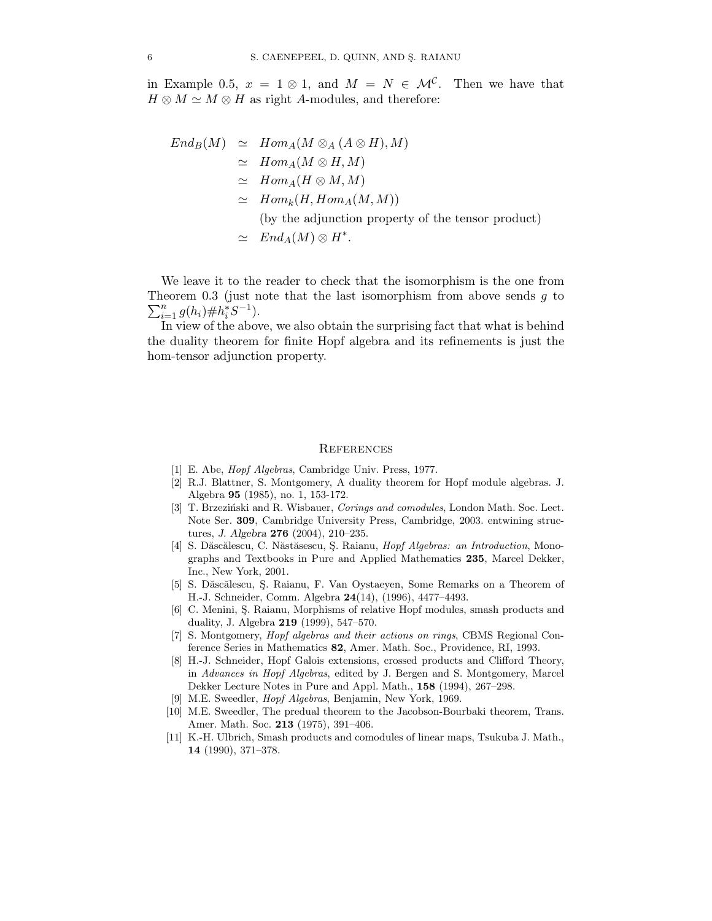in Example 0.5, $x = 1 \otimes 1$, and $M = N \in \mathcal{M}^{\mathcal{C}}$. Then we have that $H \otimes M \simeq M \otimes H$ as right $A$-modules, and therefore:

$$
\begin{aligned}
End_B(M) &\simeq Hom_A(M \otimes_A (A \otimes H), M) \\
&\simeq Hom_A(M \otimes H, M) \\
&\simeq Hom_A(H \otimes M, M) \\
&\simeq Hom_k(H, Hom_A(M, M)) \\
&\quad \text{(by the adjunction property of the tensor product)} \\
&\simeq End_A(M) \otimes H^*.
\end{aligned}
$$

We leave it to the reader to check that the isomorphism is the one from Theorem 0.3 (just note that the last isomorphism from above sends $g$ to $\sum_{i=1}^{n} g(h_i) \# h_i^* S^{-1}$).

In view of the above, we also obtain the surprising fact that what is behind the duality theorem for finite Hopf algebra and its refinements is just the hom-tensor adjunction property.

## References

[1] E. Abe, *Hopf Algebras*, Cambridge Univ. Press, 1977.

[2] R.J. Blattner, S. Montgomery, A duality theorem for Hopf module algebras. J. Algebra **95** (1985), no. 1, 153-172.

[3] T. Brzeziński and R. Wisbauer, *Corings and comodules*, London Math. Soc. Lect. Note Ser. **309**, Cambridge University Press, Cambridge, 2003. entwining structures, *J. Algebra* **276** (2004), 210–235.

[4] S. Dăscălescu, C. Năstăsescu, Ş. Raianu, *Hopf Algebras: an Introduction*, Monographs and Textbooks in Pure and Applied Mathematics **235**, Marcel Dekker, Inc., New York, 2001.

[5] S. Dăscălescu, Ş. Raianu, F. Van Oystaeyen, Some Remarks on a Theorem of H.-J. Schneider, Comm. Algebra **24**(14), (1996), 4477–4493.

[6] C. Menini, Ş. Raianu, Morphisms of relative Hopf modules, smash products and duality, J. Algebra **219** (1999), 547–570.

[7] S. Montgomery, *Hopf algebras and their actions on rings*, CBMS Regional Conference Series in Mathematics **82**, Amer. Math. Soc., Providence, RI, 1993.

[8] H.-J. Schneider, Hopf Galois extensions, crossed products and Clifford Theory, in *Advances in Hopf Algebras*, edited by J. Bergen and S. Montgomery, Marcel Dekker Lecture Notes in Pure and Appl. Math., **158** (1994), 267–298.

[9] M.E. Sweedler, *Hopf Algebras*, Benjamin, New York, 1969.

[10] M.E. Sweedler, The predual theorem to the Jacobson-Bourbaki theorem, Trans. Amer. Math. Soc. **213** (1975), 391–406.

[11] K.-H. Ulbrich, Smash products and comodules of linear maps, Tsukuba J. Math., **14** (1990), 371–378.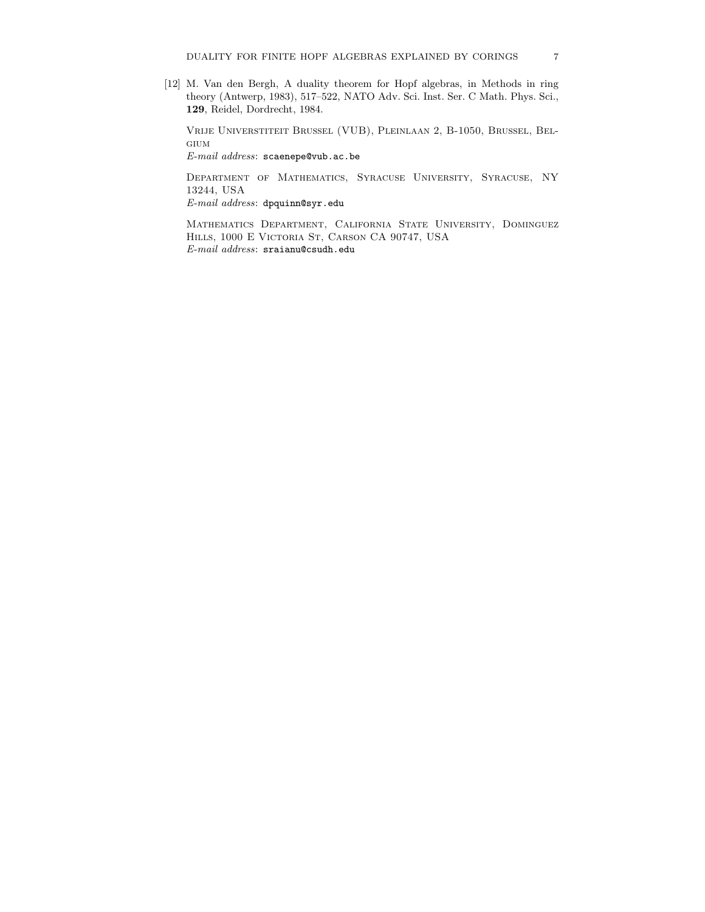[12] M. Van den Bergh, A duality theorem for Hopf algebras, in Methods in ring theory (Antwerp, 1983), 517–522, NATO Adv. Sci. Inst. Ser. C Math. Phys. Sci., **129**, Reidel, Dordrecht, 1984.

Vrije Universtiteit Brussel (VUB), Pleinlaan 2, B-1050, Brussel, Belgium
*E-mail address*: scaenepe@vub.ac.be

Department of Mathematics, Syracuse University, Syracuse, NY 13244, USA
*E-mail address*: dpquinn@syr.edu

Mathematics Department, California State University, Dominguez Hills, 1000 E Victoria St, Carson CA 90747, USA
*E-mail address*: sraianu@csudh.edu